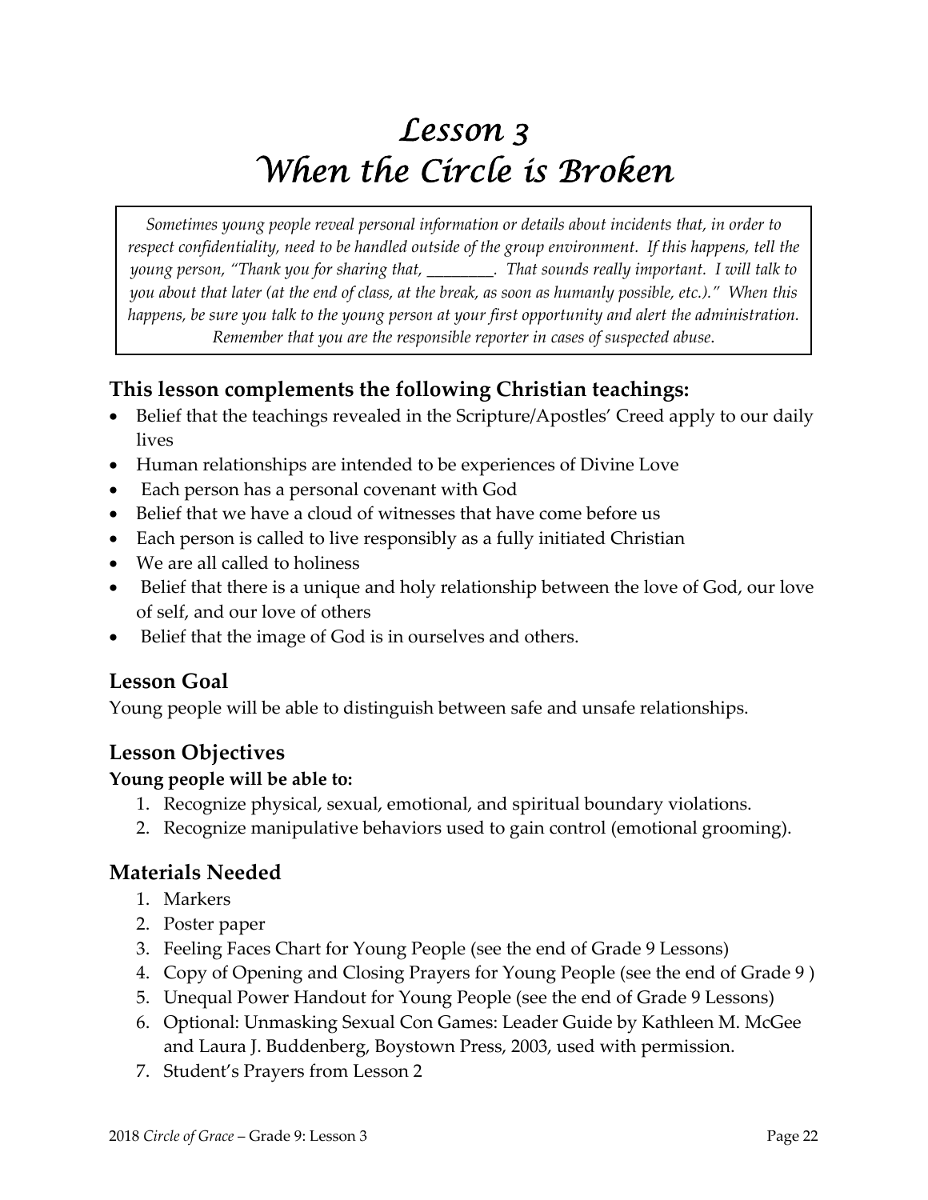# Lesson 3
# When the Circle is Broken

*Sometimes young people reveal personal information or details about incidents that, in order to respect confidentiality, need to be handled outside of the group environment. If this happens, tell the young person, "Thank you for sharing that, ________. That sounds really important. I will talk to you about that later (at the end of class, at the break, as soon as humanly possible, etc.)." When this happens, be sure you talk to the young person at your first opportunity and alert the administration. Remember that you are the responsible reporter in cases of suspected abuse.*

## This lesson complements the following Christian teachings:

- Belief that the teachings revealed in the Scripture/Apostles' Creed apply to our daily lives
- Human relationships are intended to be experiences of Divine Love
- Each person has a personal covenant with God
- Belief that we have a cloud of witnesses that have come before us
- Each person is called to live responsibly as a fully initiated Christian
- We are all called to holiness
- Belief that there is a unique and holy relationship between the love of God, our love of self, and our love of others
- Belief that the image of God is in ourselves and others.

## Lesson Goal

Young people will be able to distinguish between safe and unsafe relationships.

## Lesson Objectives

**Young people will be able to:**

1. Recognize physical, sexual, emotional, and spiritual boundary violations.
2. Recognize manipulative behaviors used to gain control (emotional grooming).

## Materials Needed

1. Markers
2. Poster paper
3. Feeling Faces Chart for Young People (see the end of Grade 9 Lessons)
4. Copy of Opening and Closing Prayers for Young People (see the end of Grade 9 )
5. Unequal Power Handout for Young People (see the end of Grade 9 Lessons)
6. Optional: Unmasking Sexual Con Games: Leader Guide by Kathleen M. McGee and Laura J. Buddenberg, Boystown Press, 2003, used with permission.
7. Student's Prayers from Lesson 2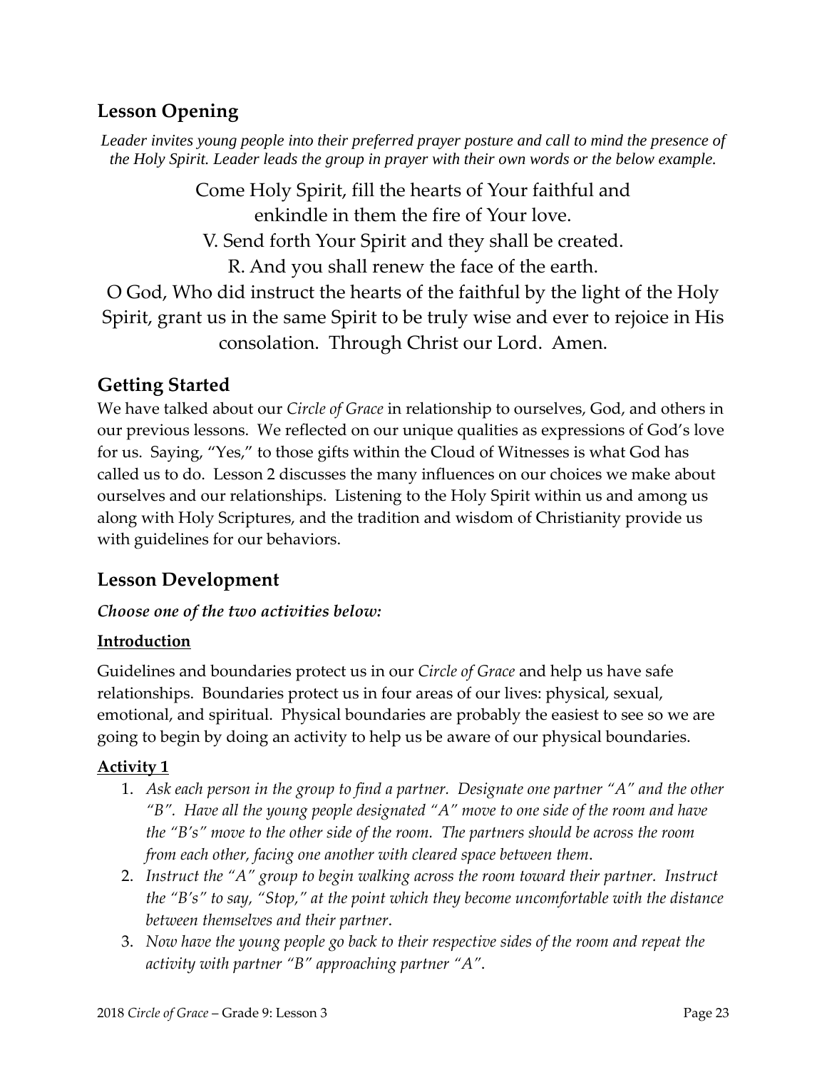## Lesson Opening

*Leader invites young people into their preferred prayer posture and call to mind the presence of the Holy Spirit. Leader leads the group in prayer with their own words or the below example.*

Come Holy Spirit, fill the hearts of Your faithful and
enkindle in them the fire of Your love.
V. Send forth Your Spirit and they shall be created.
R. And you shall renew the face of the earth.
O God, Who did instruct the hearts of the faithful by the light of the Holy Spirit, grant us in the same Spirit to be truly wise and ever to rejoice in His consolation. Through Christ our Lord. Amen.

## Getting Started

We have talked about our *Circle of Grace* in relationship to ourselves, God, and others in our previous lessons. We reflected on our unique qualities as expressions of God's love for us. Saying, "Yes," to those gifts within the Cloud of Witnesses is what God has called us to do. Lesson 2 discusses the many influences on our choices we make about ourselves and our relationships. Listening to the Holy Spirit within us and among us along with Holy Scriptures, and the tradition and wisdom of Christianity provide us with guidelines for our behaviors.

## Lesson Development

***Choose one of the two activities below:***

**Introduction**

Guidelines and boundaries protect us in our *Circle of Grace* and help us have safe relationships. Boundaries protect us in four areas of our lives: physical, sexual, emotional, and spiritual. Physical boundaries are probably the easiest to see so we are going to begin by doing an activity to help us be aware of our physical boundaries.

**Activity 1**

1. *Ask each person in the group to find a partner. Designate one partner "A" and the other "B". Have all the young people designated "A" move to one side of the room and have the "B's" move to the other side of the room. The partners should be across the room from each other, facing one another with cleared space between them.*
2. *Instruct the "A" group to begin walking across the room toward their partner. Instruct the "B's" to say, "Stop," at the point which they become uncomfortable with the distance between themselves and their partner.*
3. *Now have the young people go back to their respective sides of the room and repeat the activity with partner "B" approaching partner "A".*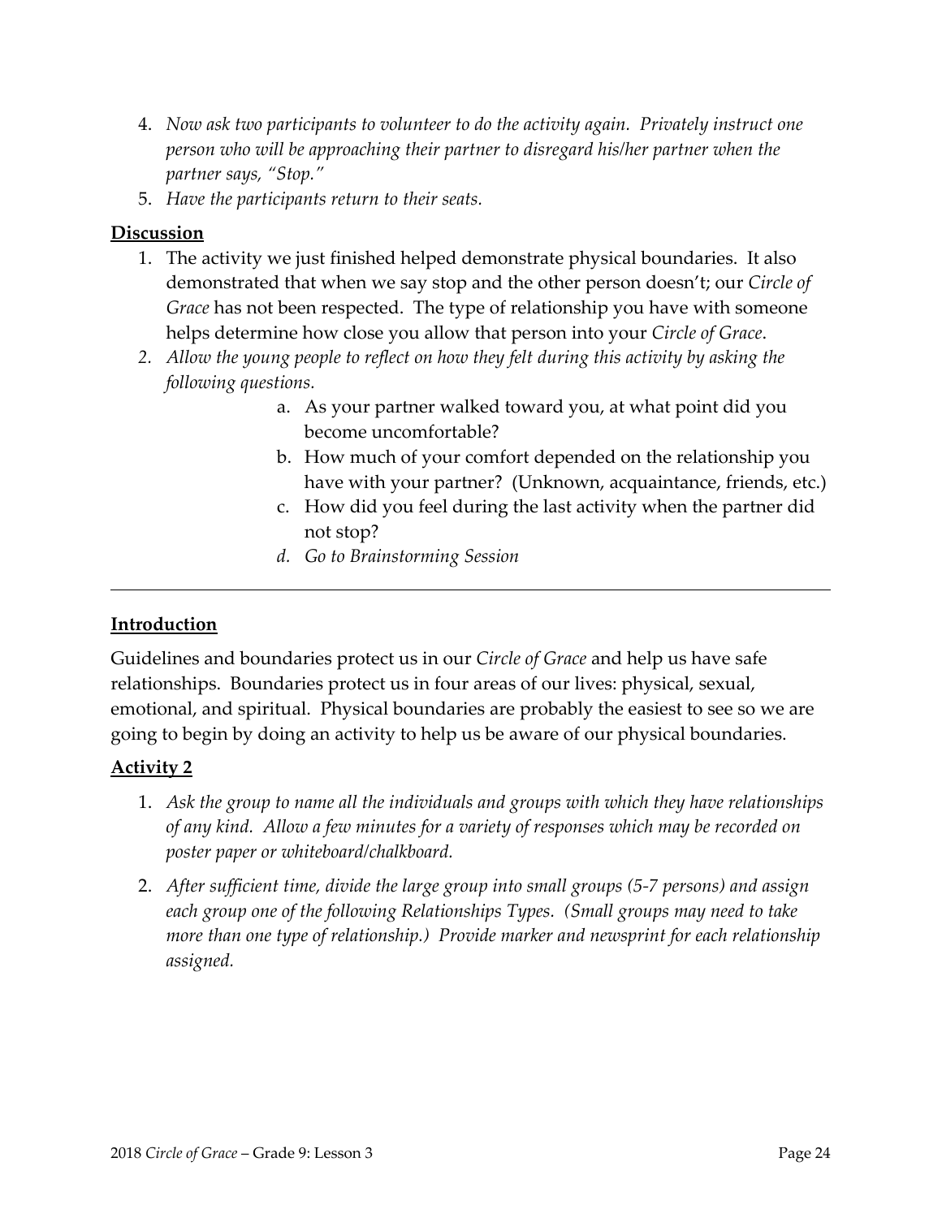4. *Now ask two participants to volunteer to do the activity again. Privately instruct one person who will be approaching their partner to disregard his/her partner when the partner says, "Stop."*
5. *Have the participants return to their seats.*

**Discussion**

1. The activity we just finished helped demonstrate physical boundaries. It also demonstrated that when we say stop and the other person doesn't; our *Circle of Grace* has not been respected. The type of relationship you have with someone helps determine how close you allow that person into your *Circle of Grace*.
2. *Allow the young people to reflect on how they felt during this activity by asking the following questions.*
    a. As your partner walked toward you, at what point did you become uncomfortable?
    b. How much of your comfort depended on the relationship you have with your partner? (Unknown, acquaintance, friends, etc.)
    c. How did you feel during the last activity when the partner did not stop?
    d. *Go to Brainstorming Session*

---

**Introduction**

Guidelines and boundaries protect us in our *Circle of Grace* and help us have safe relationships. Boundaries protect us in four areas of our lives: physical, sexual, emotional, and spiritual. Physical boundaries are probably the easiest to see so we are going to begin by doing an activity to help us be aware of our physical boundaries.

**Activity 2**

1. *Ask the group to name all the individuals and groups with which they have relationships of any kind. Allow a few minutes for a variety of responses which may be recorded on poster paper or whiteboard/chalkboard.*
2. *After sufficient time, divide the large group into small groups (5-7 persons) and assign each group one of the following Relationships Types. (Small groups may need to take more than one type of relationship.) Provide marker and newsprint for each relationship assigned.*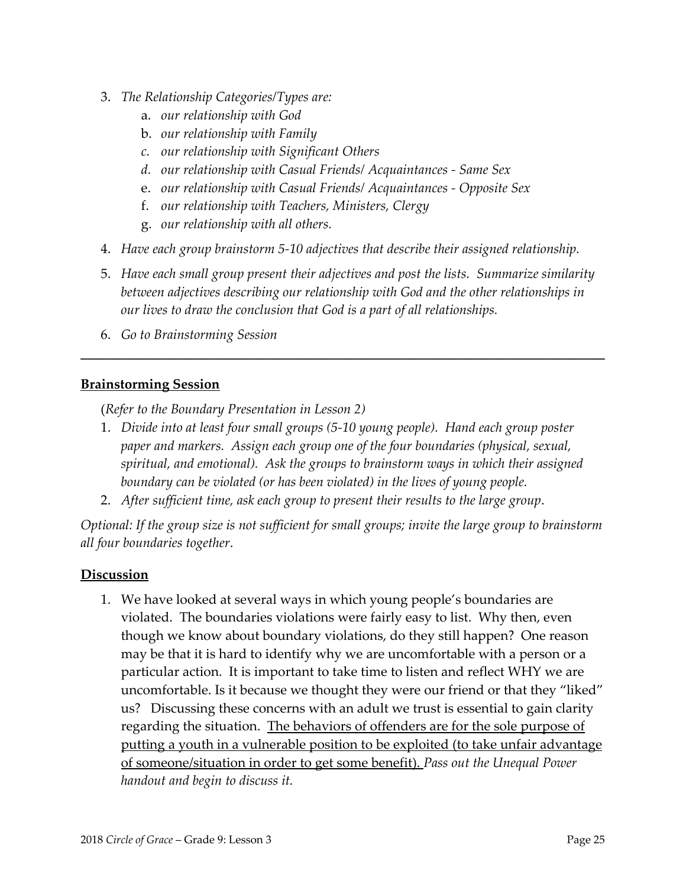3. *The Relationship Categories/Types are:*
    a. *our relationship with God*
    b. *our relationship with Family*
    c. *our relationship with Significant Others*
    d. *our relationship with Casual Friends/ Acquaintances - Same Sex*
    e. *our relationship with Casual Friends/ Acquaintances - Opposite Sex*
    f. *our relationship with Teachers, Ministers, Clergy*
    g. *our relationship with all others.*
4. *Have each group brainstorm 5-10 adjectives that describe their assigned relationship.*
5. *Have each small group present their adjectives and post the lists. Summarize similarity between adjectives describing our relationship with God and the other relationships in our lives to draw the conclusion that God is a part of all relationships.*
6. *Go to Brainstorming Session*

---

## **Brainstorming Session**

(*Refer to the Boundary Presentation in Lesson 2)*

1. *Divide into at least four small groups (5-10 young people). Hand each group poster paper and markers. Assign each group one of the four boundaries (physical, sexual, spiritual, and emotional). Ask the groups to brainstorm ways in which their assigned boundary can be violated (or has been violated) in the lives of young people.*
2. *After sufficient time, ask each group to present their results to the large group*.

*Optional: If the group size is not sufficient for small groups; invite the large group to brainstorm all four boundaries together*.

## **Discussion**

1. We have looked at several ways in which young people's boundaries are violated. The boundaries violations were fairly easy to list. Why then, even though we know about boundary violations, do they still happen? One reason may be that it is hard to identify why we are uncomfortable with a person or a particular action. It is important to take time to listen and reflect WHY we are uncomfortable. Is it because we thought they were our friend or that they "liked" us? Discussing these concerns with an adult we trust is essential to gain clarity regarding the situation. <u>The behaviors of offenders are for the sole purpose of putting a youth in a vulnerable position to be exploited (to take unfair advantage of someone/situation in order to get some benefit).</u> *Pass out the Unequal Power handout and begin to discuss it.*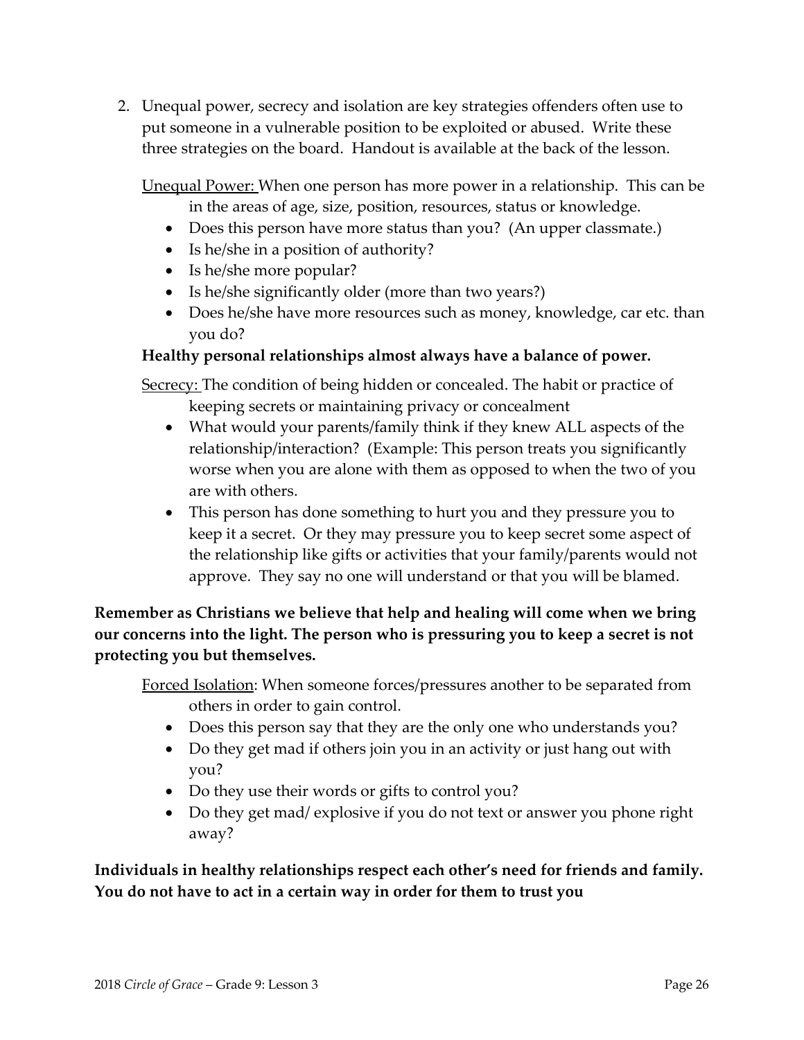2. Unequal power, secrecy and isolation are key strategies offenders often use to put someone in a vulnerable position to be exploited or abused. Write these three strategies on the board. Handout is available at the back of the lesson.

   <u>Unequal Power:</u> When one person has more power in a relationship. This can be in the areas of age, size, position, resources, status or knowledge.
   - Does this person have more status than you? (An upper classmate.)
   - Is he/she in a position of authority?
   - Is he/she more popular?
   - Is he/she significantly older (more than two years?)
   - Does he/she have more resources such as money, knowledge, car etc. than you do?

   **Healthy personal relationships almost always have a balance of power.**

   <u>Secrecy:</u> The condition of being hidden or concealed. The habit or practice of keeping secrets or maintaining privacy or concealment
   - What would your parents/family think if they knew ALL aspects of the relationship/interaction? (Example: This person treats you significantly worse when you are alone with them as opposed to when the two of you are with others.
   - This person has done something to hurt you and they pressure you to keep it a secret. Or they may pressure you to keep secret some aspect of the relationship like gifts or activities that your family/parents would not approve. They say no one will understand or that you will be blamed.

**Remember as Christians we believe that help and healing will come when we bring our concerns into the light. The person who is pressuring you to keep a secret is not protecting you but themselves.**

<u>Forced Isolation</u>: When someone forces/pressures another to be separated from others in order to gain control.
- Does this person say that they are the only one who understands you?
- Do they get mad if others join you in an activity or just hang out with you?
- Do they use their words or gifts to control you?
- Do they get mad/ explosive if you do not text or answer you phone right away?

**Individuals in healthy relationships respect each other's need for friends and family. You do not have to act in a certain way in order for them to trust you**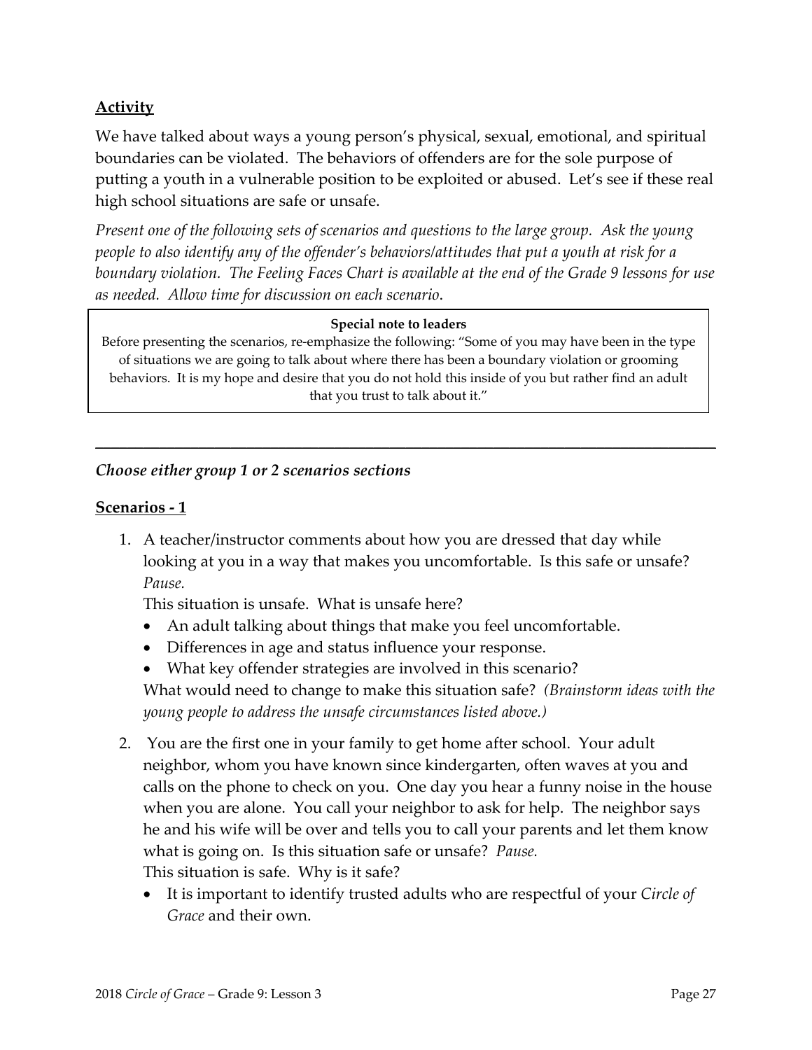**Activity**

We have talked about ways a young person's physical, sexual, emotional, and spiritual boundaries can be violated. The behaviors of offenders are for the sole purpose of putting a youth in a vulnerable position to be exploited or abused. Let's see if these real high school situations are safe or unsafe.

*Present one of the following sets of scenarios and questions to the large group. Ask the young people to also identify any of the offender's behaviors/attitudes that put a youth at risk for a boundary violation. The Feeling Faces Chart is available at the end of the Grade 9 lessons for use as needed. Allow time for discussion on each scenario.*

> **Special note to leaders**
>
> Before presenting the scenarios, re-emphasize the following: "Some of you may have been in the type of situations we are going to talk about where there has been a boundary violation or grooming behaviors. It is my hope and desire that you do not hold this inside of you but rather find an adult that you trust to talk about it."

---

***Choose either group 1 or 2 scenarios sections***

**Scenarios - 1**

1. A teacher/instructor comments about how you are dressed that day while looking at you in a way that makes you uncomfortable. Is this safe or unsafe? *Pause.*
   This situation is unsafe. What is unsafe here?
   - An adult talking about things that make you feel uncomfortable.
   - Differences in age and status influence your response.
   - What key offender strategies are involved in this scenario?

   What would need to change to make this situation safe? *(Brainstorm ideas with the young people to address the unsafe circumstances listed above.)*

2. You are the first one in your family to get home after school. Your adult neighbor, whom you have known since kindergarten, often waves at you and calls on the phone to check on you. One day you hear a funny noise in the house when you are alone. You call your neighbor to ask for help. The neighbor says he and his wife will be over and tells you to call your parents and let them know what is going on. Is this situation safe or unsafe? *Pause.*
   This situation is safe. Why is it safe?
   - It is important to identify trusted adults who are respectful of your *Circle of Grace* and their own.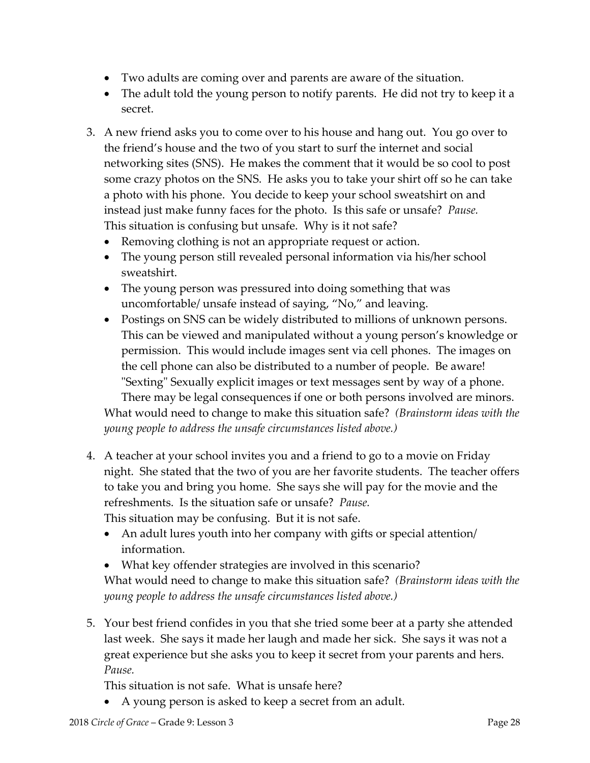- Two adults are coming over and parents are aware of the situation.
- The adult told the young person to notify parents. He did not try to keep it a secret.

3. A new friend asks you to come over to his house and hang out. You go over to the friend's house and the two of you start to surf the internet and social networking sites (SNS). He makes the comment that it would be so cool to post some crazy photos on the SNS. He asks you to take your shirt off so he can take a photo with his phone. You decide to keep your school sweatshirt on and instead just make funny faces for the photo. Is this safe or unsafe? *Pause.*
   This situation is confusing but unsafe. Why is it not safe?
   - Removing clothing is not an appropriate request or action.
   - The young person still revealed personal information via his/her school sweatshirt.
   - The young person was pressured into doing something that was uncomfortable/ unsafe instead of saying, "No," and leaving.
   - Postings on SNS can be widely distributed to millions of unknown persons. This can be viewed and manipulated without a young person's knowledge or permission. This would include images sent via cell phones. The images on the cell phone can also be distributed to a number of people. Be aware! "Sexting" Sexually explicit images or text messages sent by way of a phone. There may be legal consequences if one or both persons involved are minors.

   What would need to change to make this situation safe? *(Brainstorm ideas with the young people to address the unsafe circumstances listed above.)*

4. A teacher at your school invites you and a friend to go to a movie on Friday night. She stated that the two of you are her favorite students. The teacher offers to take you and bring you home. She says she will pay for the movie and the refreshments. Is the situation safe or unsafe? *Pause.*
   This situation may be confusing. But it is not safe.
   - An adult lures youth into her company with gifts or special attention/ information.
   - What key offender strategies are involved in this scenario?

   What would need to change to make this situation safe? *(Brainstorm ideas with the young people to address the unsafe circumstances listed above.)*

5. Your best friend confides in you that she tried some beer at a party she attended last week. She says it made her laugh and made her sick. She says it was not a great experience but she asks you to keep it secret from your parents and hers. *Pause.*
   This situation is not safe. What is unsafe here?
   - A young person is asked to keep a secret from an adult.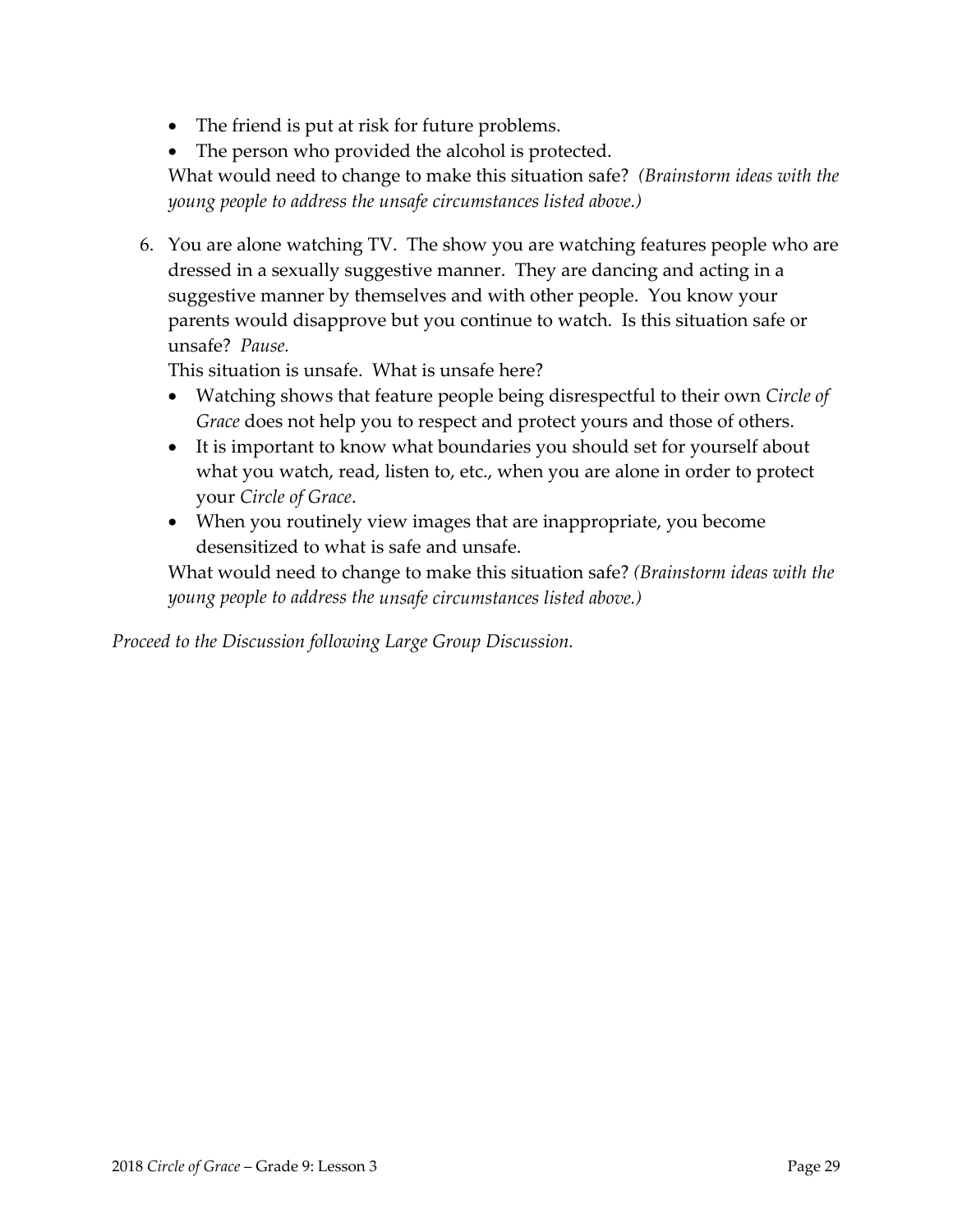- The friend is put at risk for future problems.
- The person who provided the alcohol is protected.

What would need to change to make this situation safe? *(Brainstorm ideas with the young people to address the unsafe circumstances listed above.)*

6. You are alone watching TV. The show you are watching features people who are dressed in a sexually suggestive manner. They are dancing and acting in a suggestive manner by themselves and with other people. You know your parents would disapprove but you continue to watch. Is this situation safe or unsafe? *Pause.*

   This situation is unsafe. What is unsafe here?

   - Watching shows that feature people being disrespectful to their own *Circle of Grace* does not help you to respect and protect yours and those of others.
   - It is important to know what boundaries you should set for yourself about what you watch, read, listen to, etc., when you are alone in order to protect your *Circle of Grace*.
   - When you routinely view images that are inappropriate, you become desensitized to what is safe and unsafe.

   What would need to change to make this situation safe? *(Brainstorm ideas with the young people to address the unsafe circumstances listed above.)*

*Proceed to the Discussion following Large Group Discussion.*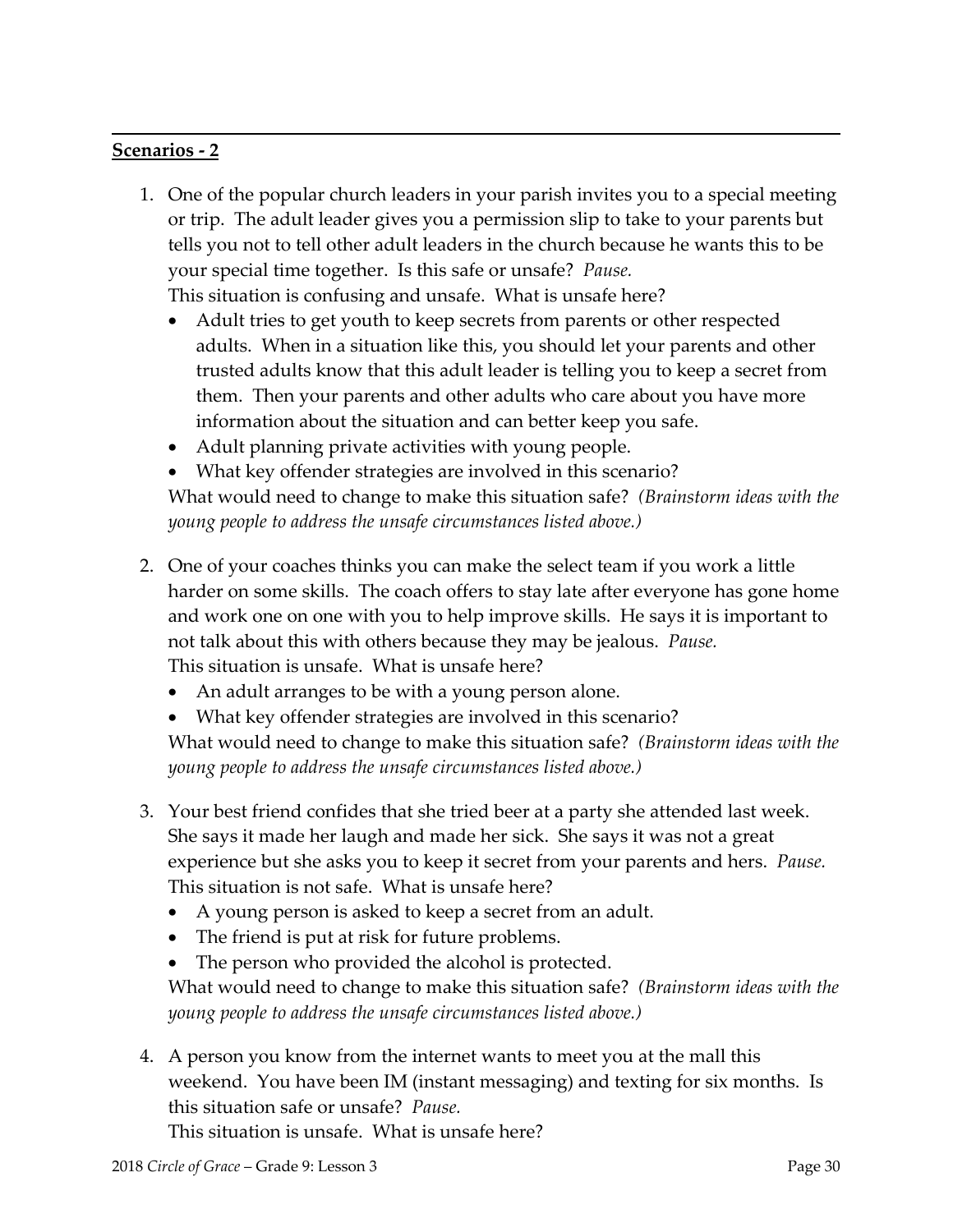**Scenarios - 2**

1. One of the popular church leaders in your parish invites you to a special meeting or trip. The adult leader gives you a permission slip to take to your parents but tells you not to tell other adult leaders in the church because he wants this to be your special time together. Is this safe or unsafe? *Pause.*
   This situation is confusing and unsafe. What is unsafe here?
   - Adult tries to get youth to keep secrets from parents or other respected adults. When in a situation like this, you should let your parents and other trusted adults know that this adult leader is telling you to keep a secret from them. Then your parents and other adults who care about you have more information about the situation and can better keep you safe.
   - Adult planning private activities with young people.
   - What key offender strategies are involved in this scenario?

   What would need to change to make this situation safe? *(Brainstorm ideas with the young people to address the unsafe circumstances listed above.)*

2. One of your coaches thinks you can make the select team if you work a little harder on some skills. The coach offers to stay late after everyone has gone home and work one on one with you to help improve skills. He says it is important to not talk about this with others because they may be jealous. *Pause.*
   This situation is unsafe. What is unsafe here?
   - An adult arranges to be with a young person alone.
   - What key offender strategies are involved in this scenario?

   What would need to change to make this situation safe? *(Brainstorm ideas with the young people to address the unsafe circumstances listed above.)*

3. Your best friend confides that she tried beer at a party she attended last week. She says it made her laugh and made her sick. She says it was not a great experience but she asks you to keep it secret from your parents and hers. *Pause.*
   This situation is not safe. What is unsafe here?
   - A young person is asked to keep a secret from an adult.
   - The friend is put at risk for future problems.
   - The person who provided the alcohol is protected.

   What would need to change to make this situation safe? *(Brainstorm ideas with the young people to address the unsafe circumstances listed above.)*

4. A person you know from the internet wants to meet you at the mall this weekend. You have been IM (instant messaging) and texting for six months. Is this situation safe or unsafe? *Pause.*
   This situation is unsafe. What is unsafe here?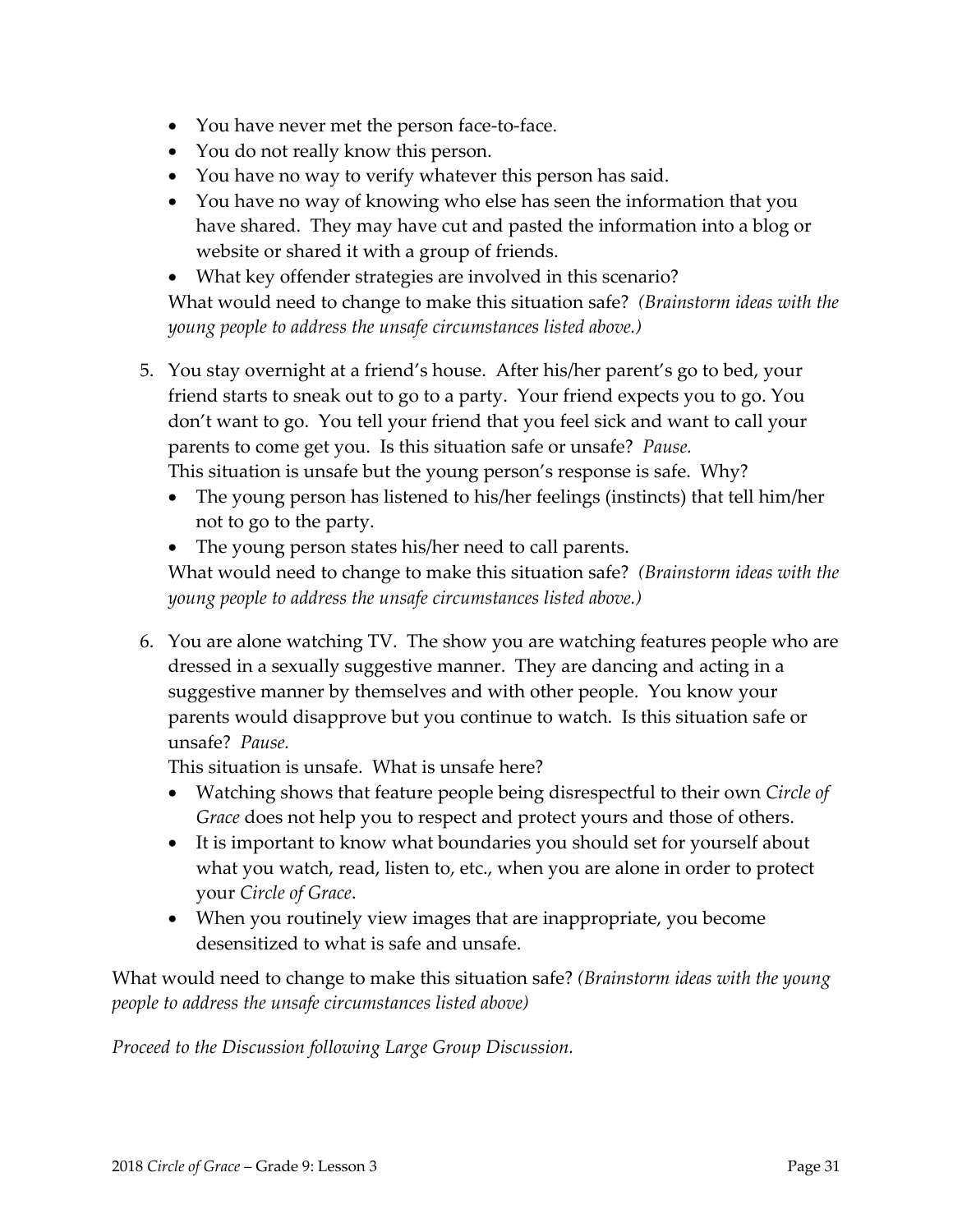- You have never met the person face-to-face.
- You do not really know this person.
- You have no way to verify whatever this person has said.
- You have no way of knowing who else has seen the information that you have shared. They may have cut and pasted the information into a blog or website or shared it with a group of friends.
- What key offender strategies are involved in this scenario?

What would need to change to make this situation safe? *(Brainstorm ideas with the young people to address the unsafe circumstances listed above.)*

5. You stay overnight at a friend's house. After his/her parent's go to bed, your friend starts to sneak out to go to a party. Your friend expects you to go. You don't want to go. You tell your friend that you feel sick and want to call your parents to come get you. Is this situation safe or unsafe? *Pause.*

   This situation is unsafe but the young person's response is safe. Why?

   - The young person has listened to his/her feelings (instincts) that tell him/her not to go to the party.
   - The young person states his/her need to call parents.

   What would need to change to make this situation safe? *(Brainstorm ideas with the young people to address the unsafe circumstances listed above.)*

6. You are alone watching TV. The show you are watching features people who are dressed in a sexually suggestive manner. They are dancing and acting in a suggestive manner by themselves and with other people. You know your parents would disapprove but you continue to watch. Is this situation safe or unsafe? *Pause.*

   This situation is unsafe. What is unsafe here?

   - Watching shows that feature people being disrespectful to their own *Circle of Grace* does not help you to respect and protect yours and those of others.
   - It is important to know what boundaries you should set for yourself about what you watch, read, listen to, etc., when you are alone in order to protect your *Circle of Grace*.
   - When you routinely view images that are inappropriate, you become desensitized to what is safe and unsafe.

What would need to change to make this situation safe? *(Brainstorm ideas with the young people to address the unsafe circumstances listed above)*

*Proceed to the Discussion following Large Group Discussion.*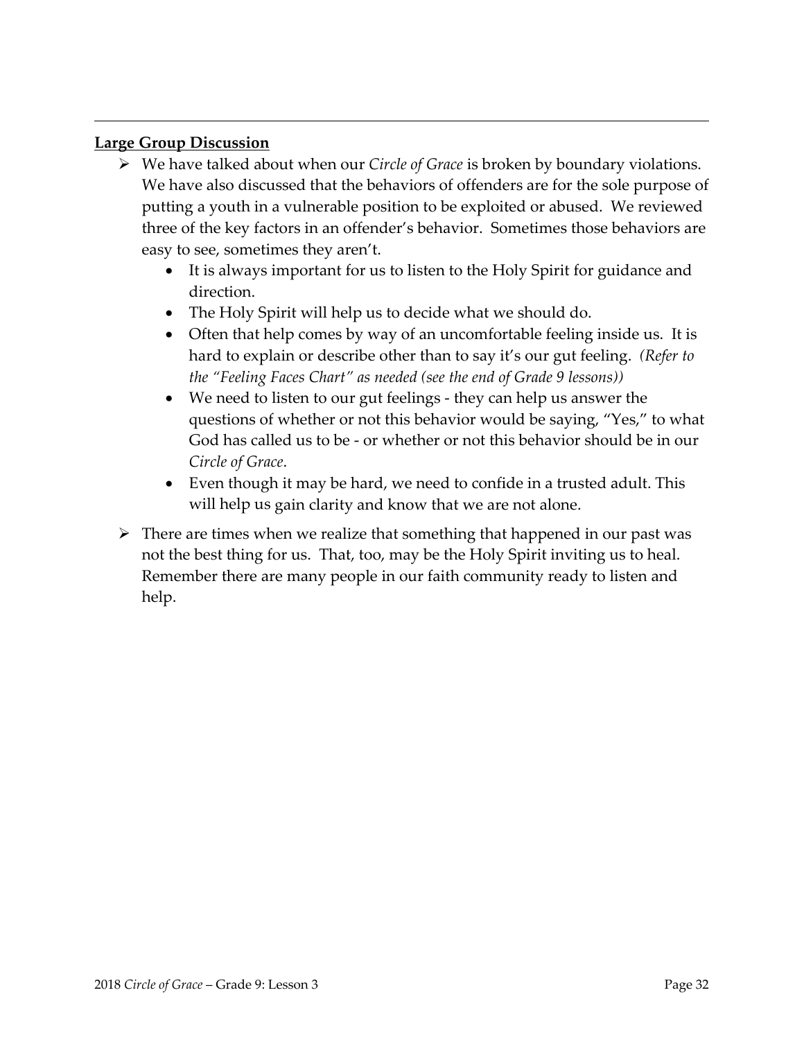## Large Group Discussion

- We have talked about when our *Circle of Grace* is broken by boundary violations. We have also discussed that the behaviors of offenders are for the sole purpose of putting a youth in a vulnerable position to be exploited or abused. We reviewed three of the key factors in an offender's behavior. Sometimes those behaviors are easy to see, sometimes they aren't.
  - It is always important for us to listen to the Holy Spirit for guidance and direction.
  - The Holy Spirit will help us to decide what we should do.
  - Often that help comes by way of an uncomfortable feeling inside us. It is hard to explain or describe other than to say it's our gut feeling. *(Refer to the "Feeling Faces Chart" as needed (see the end of Grade 9 lessons))*
  - We need to listen to our gut feelings - they can help us answer the questions of whether or not this behavior would be saying, "Yes," to what God has called us to be - or whether or not this behavior should be in our *Circle of Grace*.
  - Even though it may be hard, we need to confide in a trusted adult. This will help us gain clarity and know that we are not alone.
- There are times when we realize that something that happened in our past was not the best thing for us. That, too, may be the Holy Spirit inviting us to heal. Remember there are many people in our faith community ready to listen and help.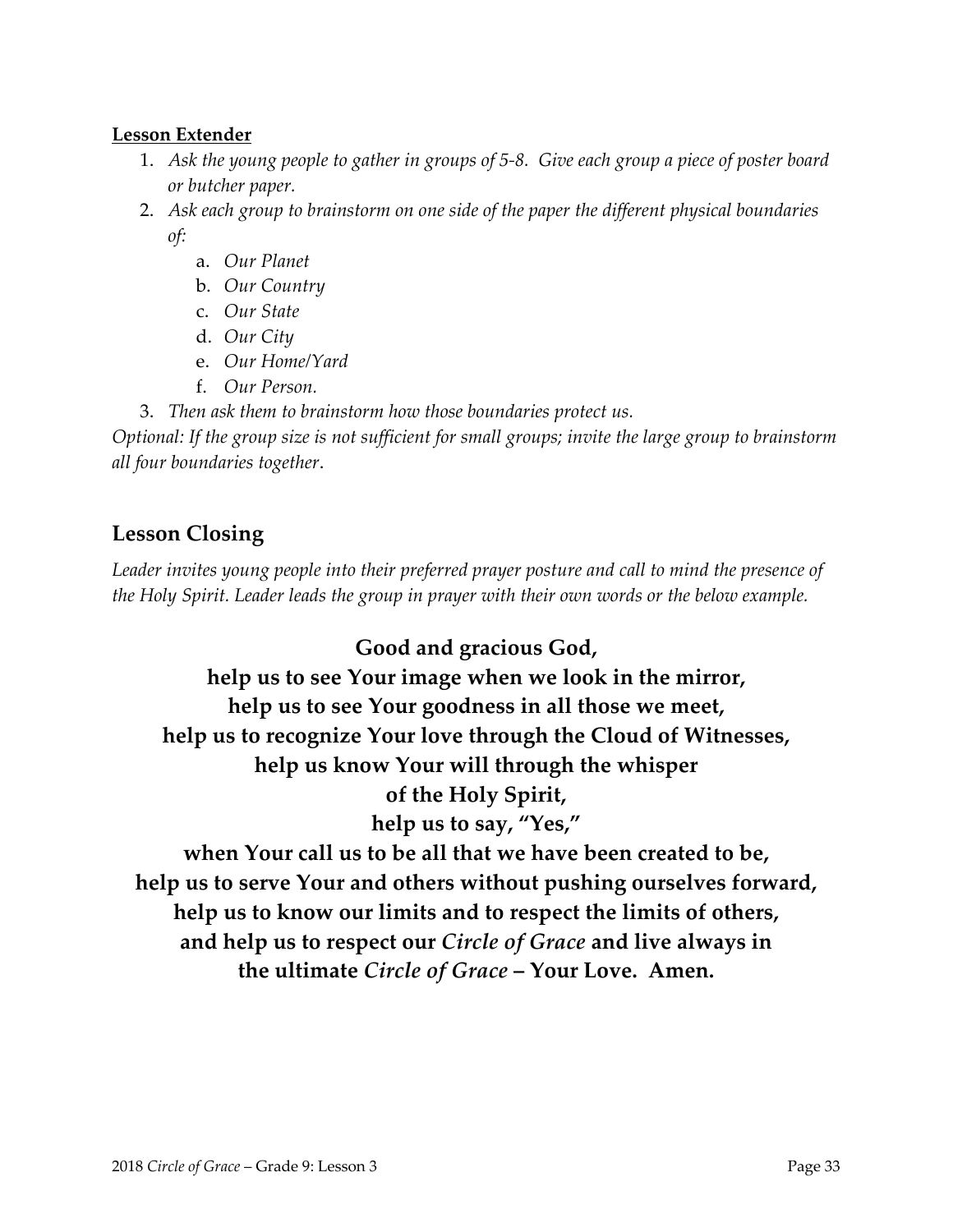**Lesson Extender**

1. *Ask the young people to gather in groups of 5-8. Give each group a piece of poster board or butcher paper.*
2. *Ask each group to brainstorm on one side of the paper the different physical boundaries of:*
   a. *Our Planet*
   b. *Our Country*
   c. *Our State*
   d. *Our City*
   e. *Our Home/Yard*
   f. *Our Person.*
3. *Then ask them to brainstorm how those boundaries protect us.*

*Optional: If the group size is not sufficient for small groups; invite the large group to brainstorm all four boundaries together*.

## Lesson Closing

*Leader invites young people into their preferred prayer posture and call to mind the presence of the Holy Spirit. Leader leads the group in prayer with their own words or the below example.*

**Good and gracious God,**
**help us to see Your image when we look in the mirror,**
**help us to see Your goodness in all those we meet,**
**help us to recognize Your love through the Cloud of Witnesses,**
**help us know Your will through the whisper**
**of the Holy Spirit,**
**help us to say, "Yes,"**
**when Your call us to be all that we have been created to be,**
**help us to serve Your and others without pushing ourselves forward,**
**help us to know our limits and to respect the limits of others,**
**and help us to respect our *Circle of Grace* and live always in**
**the ultimate *Circle of Grace* – Your Love. Amen.**